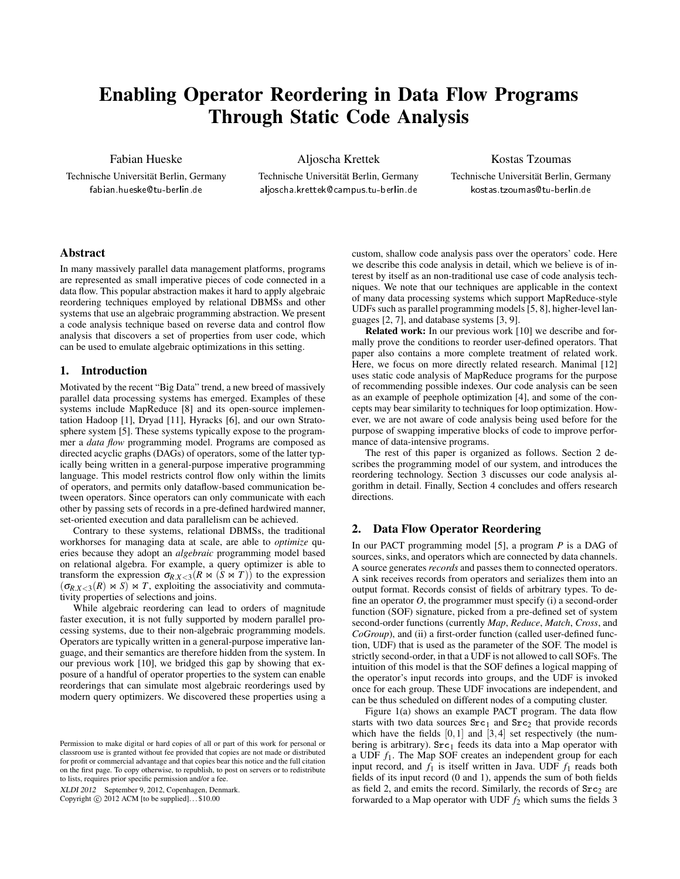# Enabling Operator Reordering in Data Flow Programs Through Static Code Analysis

Fabian Hueske
Technische Universität Berlin, Germany
fabian.hueske@tu-berlin.de

Aljoscha Krettek
Technische Universität Berlin, Germany
aljoscha.krettek@campus.tu-berlin.de

Kostas Tzoumas
Technische Universität Berlin, Germany
kostas.tzoumas@tu-berlin.de

## Abstract

In many massively parallel data management platforms, programs are represented as small imperative pieces of code connected in a data flow. This popular abstraction makes it hard to apply algebraic reordering techniques employed by relational DBMSs and other systems that use an algebraic programming abstraction. We present a code analysis technique based on reverse data and control flow analysis that discovers a set of properties from user code, which can be used to emulate algebraic optimizations in this setting.

## 1. Introduction

Motivated by the recent "Big Data" trend, a new breed of massively parallel data processing systems has emerged. Examples of these systems include MapReduce [8] and its open-source implementation Hadoop [1], Dryad [11], Hyracks [6], and our own Stratosphere system [5]. These systems typically expose to the programmer a *data flow* programming model. Programs are composed as directed acyclic graphs (DAGs) of operators, some of the latter typically being written in a general-purpose imperative programming language. This model restricts control flow only within the limits of operators, and permits only dataflow-based communication between operators. Since operators can only communicate with each other by passing sets of records in a pre-defined hardwired manner, set-oriented execution and data parallelism can be achieved.

Contrary to these systems, relational DBMSs, the traditional workhorses for managing data at scale, are able to *optimize* queries because they adopt an *algebraic* programming model based on relational algebra. For example, a query optimizer is able to transform the expression $\sigma_{R.X<3}(R \bowtie (S \bowtie T))$ to the expression $(\sigma_{R.X<3}(R) \bowtie S) \bowtie T$, exploiting the associativity and commutativity properties of selections and joins.

While algebraic reordering can lead to orders of magnitude faster execution, it is not fully supported by modern parallel processing systems, due to their non-algebraic programming models. Operators are typically written in a general-purpose imperative language, and their semantics are therefore hidden from the system. In our previous work [10], we bridged this gap by showing that exposure of a handful of operator properties to the system can enable reorderings that can simulate most algebraic reorderings used by modern query optimizers. We discovered these properties using a custom, shallow code analysis pass over the operators' code. Here we describe this code analysis in detail, which we believe is of interest by itself as an non-traditional use case of code analysis techniques. We note that our techniques are applicable in the context of many data processing systems which support MapReduce-style UDFs such as parallel programming models [5, 8], higher-level languages [2, 7], and database systems [3, 9].

**Related work:** In our previous work [10] we describe and formally prove the conditions to reorder user-defined operators. That paper also contains a more complete treatment of related work. Here, we focus on more directly related research. Manimal [12] uses static code analysis of MapReduce programs for the purpose of recommending possible indexes. Our code analysis can be seen as an example of peephole optimization [4], and some of the concepts may bear similarity to techniques for loop optimization. However, we are not aware of code analysis being used before for the purpose of swapping imperative blocks of code to improve performance of data-intensive programs.

The rest of this paper is organized as follows. Section 2 describes the programming model of our system, and introduces the reordering technology. Section 3 discusses our code analysis algorithm in detail. Finally, Section 4 concludes and offers research directions.

## 2. Data Flow Operator Reordering

In our PACT programming model [5], a program $P$ is a DAG of sources, sinks, and operators which are connected by data channels. A source generates *records* and passes them to connected operators. A sink receives records from operators and serializes them into an output format. Records consist of fields of arbitrary types. To define an operator $O$, the programmer must specify (i) a second-order function (SOF) signature, picked from a pre-defined set of system second-order functions (currently *Map*, *Reduce*, *Match*, *Cross*, and *CoGroup*), and (ii) a first-order function (called user-defined function, UDF) that is used as the parameter of the SOF. The model is strictly second-order, in that a UDF is not allowed to call SOFs. The intuition of this model is that the SOF defines a logical mapping of the operator's input records into groups, and the UDF is invoked once for each group. These UDF invocations are independent, and can be thus scheduled on different nodes of a computing cluster.

Figure 1(a) shows an example PACT program. The data flow starts with two data sources $\texttt{Src}_1$ and $\texttt{Src}_2$ that provide records which have the fields $[0,1]$ and $[3,4]$ set respectively (the numbering is arbitrary). $\texttt{Src}_1$ feeds its data into a Map operator with a UDF $f_1$. The Map SOF creates an independent group for each input record, and $f_1$ is itself written in Java. UDF $f_1$ reads both fields of its input record (0 and 1), appends the sum of both fields as field 2, and emits the record. Similarly, the records of $\texttt{Src}_2$ are forwarded to a Map operator with UDF $f_2$ which sums the fields 3

Permission to make digital or hard copies of all or part of this work for personal or classroom use is granted without fee provided that copies are not made or distributed for profit or commercial advantage and that copies bear this notice and the full citation on the first page. To copy otherwise, to republish, to post on servers or to redistribute to lists, requires prior specific permission and/or a fee.

XLDI 2012 September 9, 2012, Copenhagen, Denmark.
Copyright © 2012 ACM [to be supplied]...$10.00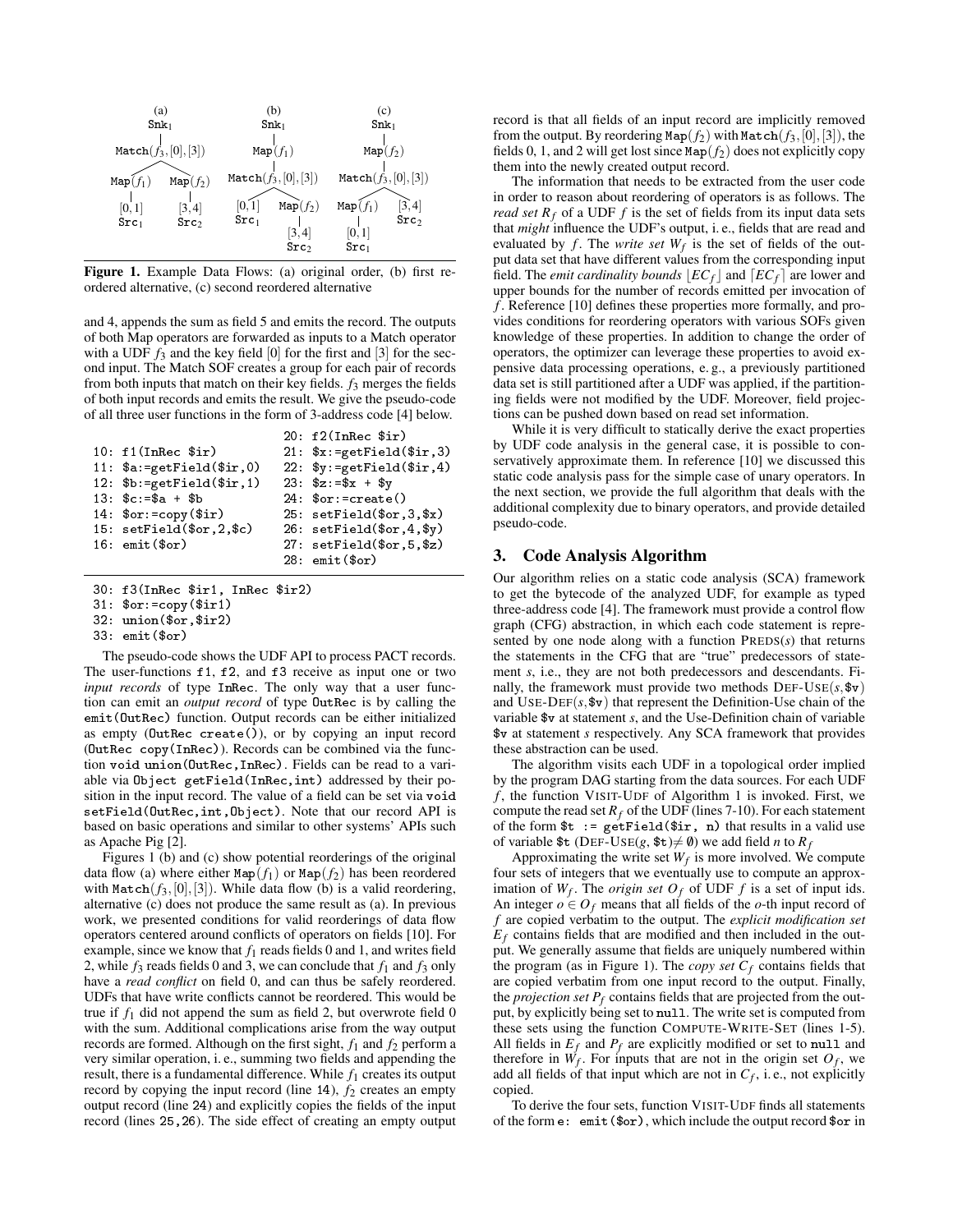(a) $\texttt{Snk}_1$ — $\texttt{Match}(f_3,[0],[3])$ — $\texttt{Map}(f_1)$ [0,1] $\texttt{Src}_1$; $\texttt{Map}(f_2)$ [3,4] $\texttt{Src}_2$

(b) $\texttt{Snk}_1$ — $\texttt{Map}(f_1)$ — $\texttt{Match}(f_3,[0],[3])$ — [0,1] $\texttt{Src}_1$; $\texttt{Map}(f_2)$ [3,4] $\texttt{Src}_2$

(c) $\texttt{Snk}_1$ — $\texttt{Map}(f_2)$ — $\texttt{Match}(f_3,[0],[3])$ — $\texttt{Map}(f_1)$ [0,1] $\texttt{Src}_1$; [3,4] $\texttt{Src}_2$

**Figure 1.** Example Data Flows: (a) original order, (b) first reordered alternative, (c) second reordered alternative

and 4, appends the sum as field 5 and emits the record. The outputs of both Map operators are forwarded as inputs to a Match operator with a UDF $f_3$ and the key field [0] for the first and [3] for the second input. The Match SOF creates a group for each pair of records from both inputs that match on their key fields. $f_3$ merges the fields of both input records and emits the result. We give the pseudo-code of all three user functions in the form of 3-address code [4] below.

```
10: f1(InRec $ir)                20: f2(InRec $ir)
11: $a:=getField($ir,0)          21: $x:=getField($ir,3)
12: $b:=getField($ir,1)          22: $y:=getField($ir,4)
13: $c:=$a + $b                  23: $z:=$x + $y
14: $or:=copy($ir)               24: $or:=create()
15: setField($or,2,$c)           25: setField($or,3,$x)
16: emit($or)                    26: setField($or,4,$y)
                                 27: setField($or,5,$z)
                                 28: emit($or)
```

```
30: f3(InRec $ir1, InRec $ir2)
31: $or:=copy($ir1)
32: union($or,$ir2)
33: emit($or)
```

The pseudo-code shows the UDF API to process PACT records. The user-functions f1, f2, and f3 receive as input one or two *input records* of type InRec. The only way that a user function can emit an *output record* of type OutRec is by calling the emit(OutRec) function. Output records can be either initialized as empty (OutRec create()), or by copying an input record (OutRec copy(InRec)). Records can be combined via the function void union(OutRec,InRec). Fields can be read to a variable via Object getField(InRec,int) addressed by their position in the input record. The value of a field can be set via void setField(OutRec,int,Object). Note that our record API is based on basic operations and similar to other systems' APIs such as Apache Pig [2].

Figures 1 (b) and (c) show potential reorderings of the original data flow (a) where either $\texttt{Map}(f_1)$ or $\texttt{Map}(f_2)$ has been reordered with $\texttt{Match}(f_3,[0],[3])$. While data flow (b) is a valid reordering, alternative (c) does not produce the same result as (a). In previous work, we presented conditions for valid reorderings of data flow operators centered around conflicts of operators on fields [10]. For example, since we know that $f_1$ reads fields 0 and 1, and writes field 2, while $f_3$ reads fields 0 and 3, we can conclude that $f_1$ and $f_3$ only have a *read conflict* on field 0, and can thus be safely reordered. UDFs that have write conflicts cannot be reordered. This would be true if $f_1$ did not append the sum as field 2, but overwrote field 0 with the sum. Additional complications arise from the way output records are formed. Although on the first sight, $f_1$ and $f_2$ perform a very similar operation, i. e., summing two fields and appending the result, there is a fundamental difference. While $f_1$ creates its output record by copying the input record (line 14), $f_2$ creates an empty output record (line 24) and explicitly copies the fields of the input record (lines 25,26). The side effect of creating an empty output record is that all fields of an input record are implicitly removed from the output. By reordering $\texttt{Map}(f_2)$ with $\texttt{Match}(f_3,[0],[3])$, the fields 0, 1, and 2 will get lost since $\texttt{Map}(f_2)$ does not explicitly copy them into the newly created output record.

The information that needs to be extracted from the user code in order to reason about reordering of operators is as follows. The *read set* $R_f$ of a UDF $f$ is the set of fields from its input data sets that *might* influence the UDF's output, i. e., fields that are read and evaluated by $f$. The *write set* $W_f$ is the set of fields of the output data set that have different values from the corresponding input field. The *emit cardinality bounds* $\lfloor EC_f \rfloor$ and $\lceil EC_f \rceil$ are lower and upper bounds for the number of records emitted per invocation of $f$. Reference [10] defines these properties more formally, and provides conditions for reordering operators with various SOFs given knowledge of these properties. In addition to change the order of operators, the optimizer can leverage these properties to avoid expensive data processing operations, e. g., a previously partitioned data set is still partitioned after a UDF was applied, if the partitioning fields were not modified by the UDF. Moreover, field projections can be pushed down based on read set information.

While it is very difficult to statically derive the exact properties by UDF code analysis in the general case, it is possible to conservatively approximate them. In reference [10] we discussed this static code analysis pass for the simple case of unary operators. In the next section, we provide the full algorithm that deals with the additional complexity due to binary operators, and provide detailed pseudo-code.

## 3. Code Analysis Algorithm

Our algorithm relies on a static code analysis (SCA) framework to get the bytecode of the analyzed UDF, for example as typed three-address code [4]. The framework must provide a control flow graph (CFG) abstraction, in which each code statement is represented by one node along with a function PREDS($s$) that returns the statements in the CFG that are "true" predecessors of statement $s$, i.e., they are not both predecessors and descendants. Finally, the framework must provide two methods DEF-USE($s$,$v) and USE-DEF($s$,$v) that represent the Definition-Use chain of the variable $v at statement $s$, and the Use-Definition chain of variable $v at statement $s$ respectively. Any SCA framework that provides these abstraction can be used.

The algorithm visits each UDF in a topological order implied by the program DAG starting from the data sources. For each UDF $f$, the function VISIT-UDF of Algorithm 1 is invoked. First, we compute the read set $R_f$ of the UDF (lines 7-10). For each statement of the form `$t := getField($ir, n)` that results in a valid use of variable $t (DEF-USE($g$, $t) $\neq \emptyset$) we add field $n$ to $R_f$

Approximating the write set $W_f$ is more involved. We compute four sets of integers that we eventually use to compute an approximation of $W_f$. The *origin set* $O_f$ of UDF $f$ is a set of input ids. An integer $o \in O_f$ means that all fields of the $o$-th input record of $f$ are copied verbatim to the output. The *explicit modification set* $E_f$ contains fields that are modified and then included in the output. We generally assume that fields are uniquely numbered within the program (as in Figure 1). The *copy set* $C_f$ contains fields that are copied verbatim from one input record to the output. Finally, the *projection set* $P_f$ contains fields that are projected from the output, by explicitly being set to null. The write set is computed from these sets using the function COMPUTE-WRITE-SET (lines 1-5). All fields in $E_f$ and $P_f$ are explicitly modified or set to null and therefore in $W_f$. For inputs that are not in the origin set $O_f$, we add all fields of that input which are not in $C_f$, i. e., not explicitly copied.

To derive the four sets, function VISIT-UDF finds all statements of the form `e: emit($or)`, which include the output record $or in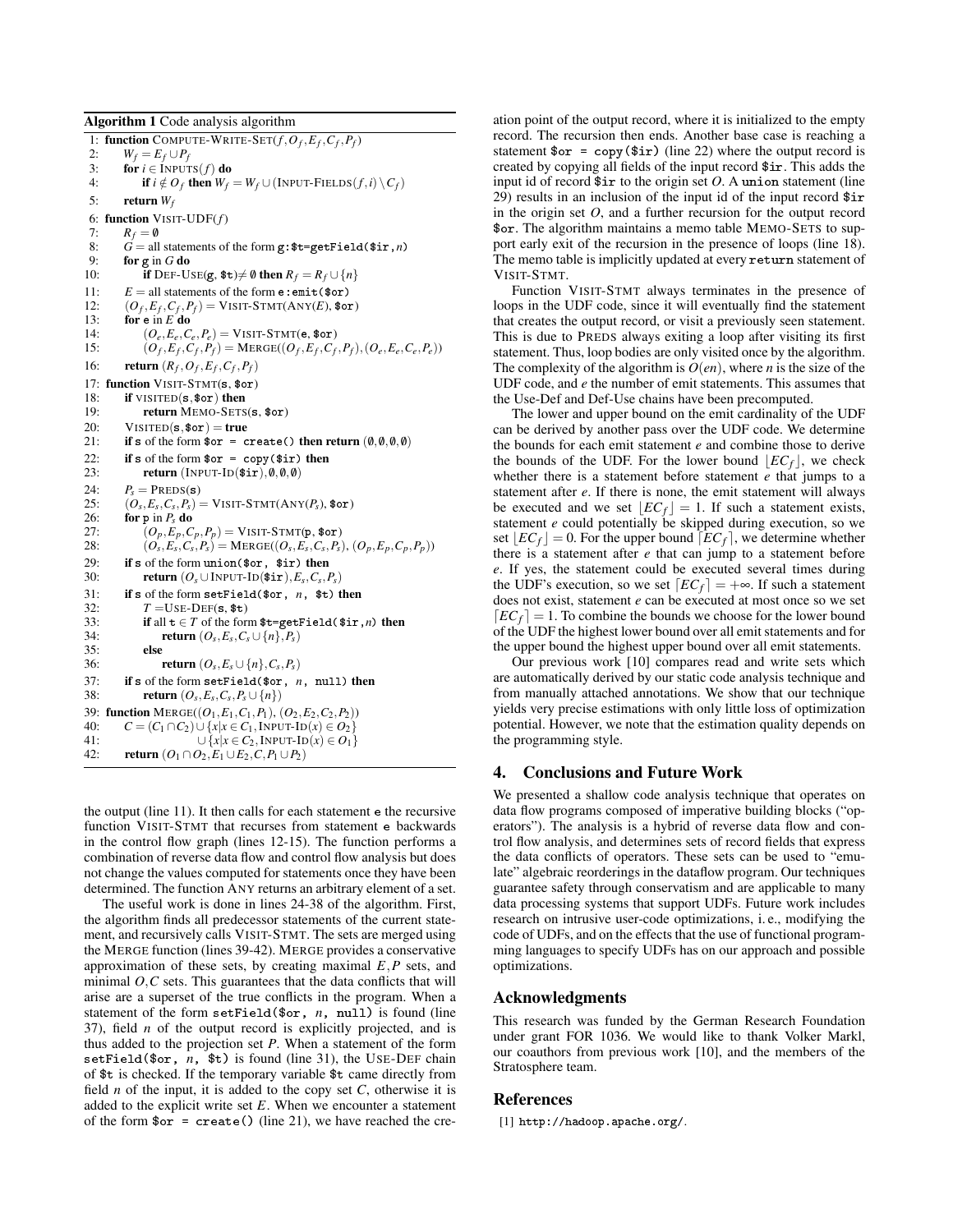**Algorithm 1** Code analysis algorithm

```
1: function COMPUTE-WRITE-SET(f, O_f, E_f, C_f, P_f)
2:     W_f = E_f ∪ P_f
3:     for i ∈ INPUTS(f) do
4:         if i ∉ O_f then W_f = W_f ∪ (INPUT-FIELDS(f, i) \ C_f)
5:     return W_f
6: function VISIT-UDF(f)
7:     R_f = ∅
8:     G = all statements of the form g:$t=getField($ir,n)
9:     for g in G do
10:        if DEF-USE(g, $t) ≠ ∅ then R_f = R_f ∪ {n}
11:    E = all statements of the form e:emit($or)
12:    (O_f, E_f, C_f, P_f) = VISIT-STMT(ANY(E), $or)
13:    for e in E do
14:        (O_e, E_e, C_e, P_e) = VISIT-STMT(e, $or)
15:        (O_f, E_f, C_f, P_f) = MERGE((O_f, E_f, C_f, P_f), (O_e, E_e, C_e, P_e))
16:    return (R_f, O_f, E_f, C_f, P_f)
17: function VISIT-STMT(s, $or)
18:    if VISITED(s, $or) then
19:        return MEMO-SETS(s, $or)
20:    VISITED(s, $or) = true
21:    if s of the form $or = create() then return (∅, ∅, ∅, ∅)
22:    if s of the form $or = copy($ir) then
23:        return (INPUT-ID($ir), ∅, ∅, ∅)
24:    P_s = PREDS(s)
25:    (O_s, E_s, C_s, P_s) = VISIT-STMT(ANY(P_s), $or)
26:    for p in P_s do
27:        (O_p, E_p, C_p, P_p) = VISIT-STMT(p, $or)
28:        (O_s, E_s, C_s, P_s) = MERGE((O_s, E_s, C_s, P_s), (O_p, E_p, C_p, P_p))
29:    if s of the form union($or, $ir) then
30:        return (O_s ∪ INPUT-ID($ir), E_s, C_s, P_s)
31:    if s of the form setField($or, n, $t) then
32:        T = USE-DEF(s, $t)
33:        if all t ∈ T of the form $t=getField($ir,n) then
34:            return (O_s, E_s, C_s ∪ {n}, P_s)
35:        else
36:            return (O_s, E_s ∪ {n}, C_s, P_s)
37:    if s of the form setField($or, n, null) then
38:        return (O_s, E_s, C_s, P_s ∪ {n})
39: function MERGE((O_1, E_1, C_1, P_1), (O_2, E_2, C_2, P_2))
40:    C = (C_1 ∩ C_2) ∪ {x | x ∈ C_1, INPUT-ID(x) ∈ O_2}
41:                    ∪ {x | x ∈ C_2, INPUT-ID(x) ∈ O_1}
42:    return (O_1 ∩ O_2, E_1 ∪ E_2, C, P_1 ∪ P_2)
```

the output (line 11). It then calls for each statement e the recursive function VISIT-STMT that recurses from statement e backwards in the control flow graph (lines 12-15). The function performs a combination of reverse data flow and control flow analysis but does not change the values computed for statements once they have been determined. The function ANY returns an arbitrary element of a set.

The useful work is done in lines 24-38 of the algorithm. First, the algorithm finds all predecessor statements of the current statement, and recursively calls VISIT-STMT. The sets are merged using the MERGE function (lines 39-42). MERGE provides a conservative approximation of these sets, by creating maximal $E,P$ sets, and minimal $O,C$ sets. This guarantees that the data conflicts that will arise are a superset of the true conflicts in the program. When a statement of the form `setField($or, n, null)` is found (line 37), field $n$ of the output record is explicitly projected, and is thus added to the projection set $P$. When a statement of the form `setField($or, n, $t)` is found (line 31), the USE-DEF chain of `$t` is checked. If the temporary variable `$t` came directly from field $n$ of the input, it is added to the copy set $C$, otherwise it is added to the explicit write set $E$. When we encounter a statement of the form `$or = create()` (line 21), we have reached the creation point of the output record, where it is initialized to the empty record. The recursion then ends. Another base case is reaching a statement `$or = copy($ir)` (line 22) where the output record is created by copying all fields of the input record `$ir`. This adds the input id of record `$ir` to the origin set $O$. A `union` statement (line 29) results in an inclusion of the input id of the input record `$ir` in the origin set $O$, and a further recursion for the output record `$or`. The algorithm maintains a memo table MEMO-SETS to support early exit of the recursion in the presence of loops (line 18). The memo table is implicitly updated at every `return` statement of VISIT-STMT.

Function VISIT-STMT always terminates in the presence of loops in the UDF code, since it will eventually find the statement that creates the output record, or visit a previously seen statement. This is due to PREDS always exiting a loop after visiting its first statement. Thus, loop bodies are only visited once by the algorithm. The complexity of the algorithm is $O(en)$, where $n$ is the size of the UDF code, and $e$ the number of emit statements. This assumes that the Use-Def and Def-Use chains have been precomputed.

The lower and upper bound on the emit cardinality of the UDF can be derived by another pass over the UDF code. We determine the bounds for each emit statement $e$ and combine those to derive the bounds of the UDF. For the lower bound $\lfloor EC_f \rfloor$, we check whether there is a statement before statement $e$ that jumps to a statement after $e$. If there is none, the emit statement will always be executed and we set $\lfloor EC_f \rfloor = 1$. If such a statement exists, statement $e$ could potentially be skipped during execution, so we set $\lfloor EC_f \rfloor = 0$. For the upper bound $\lceil EC_f \rceil$, we determine whether there is a statement after $e$ that can jump to a statement before $e$. If yes, the statement could be executed several times during the UDF's execution, so we set $\lceil EC_f \rceil = +\infty$. If such a statement does not exist, statement $e$ can be executed at most once so we set $\lceil EC_f \rceil = 1$. To combine the bounds we choose for the lower bound of the UDF the highest lower bound over all emit statements and for the upper bound the highest upper bound over all emit statements.

Our previous work [10] compares read and write sets which are automatically derived by our static code analysis technique and from manually attached annotations. We show that our technique yields very precise estimations with only little loss of optimization potential. However, we note that the estimation quality depends on the programming style.

## 4. Conclusions and Future Work

We presented a shallow code analysis technique that operates on data flow programs composed of imperative building blocks ("operators"). The analysis is a hybrid of reverse data flow and control flow analysis, and determines sets of record fields that express the data conflicts of operators. These sets can be used to "emulate" algebraic reorderings in the dataflow program. Our techniques guarantee safety through conservatism and are applicable to many data processing systems that support UDFs. Future work includes research on intrusive user-code optimizations, i. e., modifying the code of UDFs, and on the effects that the use of functional programming languages to specify UDFs has on our approach and possible optimizations.

## Acknowledgments

This research was funded by the German Research Foundation under grant FOR 1036. We would like to thank Volker Markl, our coauthors from previous work [10], and the members of the Stratosphere team.

## References

[1] http://hadoop.apache.org/.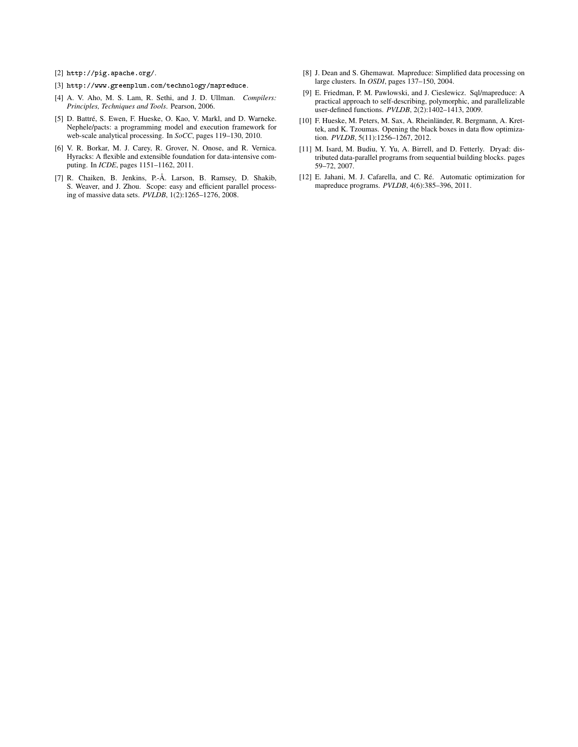[2] http://pig.apache.org/.

[3] http://www.greenplum.com/technology/mapreduce.

[4] A. V. Aho, M. S. Lam, R. Sethi, and J. D. Ullman. *Compilers: Principles, Techniques and Tools*. Pearson, 2006.

[5] D. Battré, S. Ewen, F. Hueske, O. Kao, V. Markl, and D. Warneke. Nephele/pacts: a programming model and execution framework for web-scale analytical processing. In *SoCC*, pages 119–130, 2010.

[6] V. R. Borkar, M. J. Carey, R. Grover, N. Onose, and R. Vernica. Hyracks: A flexible and extensible foundation for data-intensive computing. In *ICDE*, pages 1151–1162, 2011.

[7] R. Chaiken, B. Jenkins, P.-Å. Larson, B. Ramsey, D. Shakib, S. Weaver, and J. Zhou. Scope: easy and efficient parallel processing of massive data sets. *PVLDB*, 1(2):1265–1276, 2008.

[8] J. Dean and S. Ghemawat. Mapreduce: Simplified data processing on large clusters. In *OSDI*, pages 137–150, 2004.

[9] E. Friedman, P. M. Pawlowski, and J. Cieslewicz. Sql/mapreduce: A practical approach to self-describing, polymorphic, and parallelizable user-defined functions. *PVLDB*, 2(2):1402–1413, 2009.

[10] F. Hueske, M. Peters, M. Sax, A. Rheinländer, R. Bergmann, A. Krettek, and K. Tzoumas. Opening the black boxes in data flow optimization. *PVLDB*, 5(11):1256–1267, 2012.

[11] M. Isard, M. Budiu, Y. Yu, A. Birrell, and D. Fetterly. Dryad: distributed data-parallel programs from sequential building blocks. pages 59–72, 2007.

[12] E. Jahani, M. J. Cafarella, and C. Ré. Automatic optimization for mapreduce programs. *PVLDB*, 4(6):385–396, 2011.